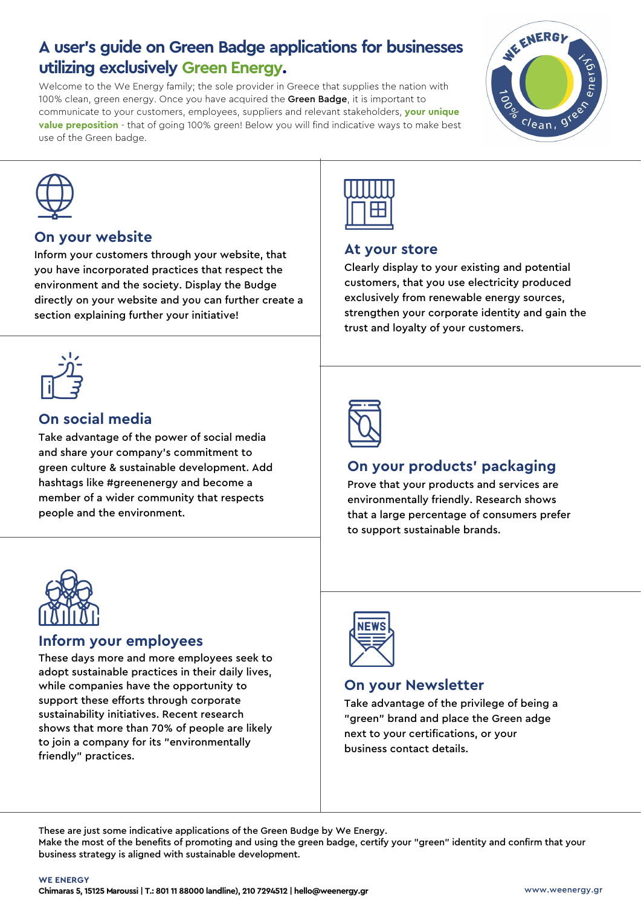# A user's guide on Green Badge applications for businesses utilizing exclusively Green Energy.

Welcome to the We Energy family; the sole provider in Greece that supplies the nation with 100% clean, green energy. Once you have acquired the **Green Badge**, it is important to communicate to your customers, employees, suppliers and relevant stakeholders, **your unique value preposition** - that of going 100% green! Below you will find indicative ways to make best use of the Green badge.

## On your website

Inform your customers through your website, that you have incorporated practices that respect the environment and the society. Display the Budge directly on your website and you can further create a section explaining further your initiative!

## At your store

Clearly display to your existing and potential customers, that you use electricity produced exclusively from renewable energy sources, strengthen your corporate identity and gain the trust and loyalty of your customers.

## On social media

Take advantage of the power of social media and share your company's commitment to green culture & sustainable development. Add hashtags like #greenenergy and become a member of a wider community that respects people and the environment.

## On your products' packaging

Prove that your products and services are environmentally friendly. Research shows that a large percentage of consumers prefer to support sustainable brands.

## Inform your employees

These days more and more employees seek to adopt sustainable practices in their daily lives, while companies have the opportunity to support these efforts through corporate sustainability initiatives. Recent research shows that more than 70% of people are likely to join a company for its "environmentally friendly" practices.

## On your Newsletter

Take advantage of the privilege of being a "green" brand and place the Green adge next to your certifications, or your business contact details.

These are just some indicative applications of the Green Budge by We Energy.
Make the most of the benefits of promoting and using the green badge, certify your "green" identity and confirm that your business strategy is aligned with sustainable development.

**WE ENERGY**
**Chimaras 5, 15125 Maroussi | T.: 801 11 88000 landline), 210 7294512 | hello@weenergy.gr**

www.weenergy.gr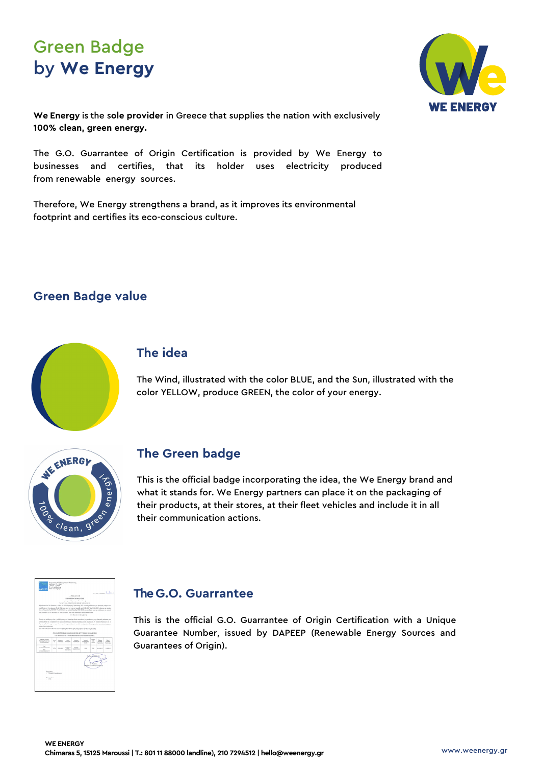# Green Badge
# by **We Energy**

**We Energy** is the **sole provider** in Greece that supplies the nation with exclusively **100% clean, green energy.**

The G.O. Guarrantee of Origin Certification is provided by We Energy to businesses and certifies, that its holder uses electricity produced from renewable energy sources.

Therefore, We Energy strengthens a brand, as it improves its environmental footprint and certifies its eco-conscious culture.

## Green Badge value

### The idea

The Wind, illustrated with the color BLUE, and the Sun, illustrated with the color YELLOW, produce GREEN, the color of your energy.

### The Green badge

This is the official badge incorporating the idea, the We Energy brand and what it stands for. We Energy partners can place it on the packaging of their products, at their stores, at their fleet vehicles and include it in all their communication actions.

### The G.O. Guarrantee

This is the official G.O. Guarrantee of Origin Certification with a Unique Guarantee Number, issued by DAPEEP (Renewable Energy Sources and Guarantees of Origin).

**WE ENERGY**
**Chimaras 5, 15125 Maroussi | T.: 801 11 88000 landline), 210 7294512 | hello@weenergy.gr**

www.weenergy.gr